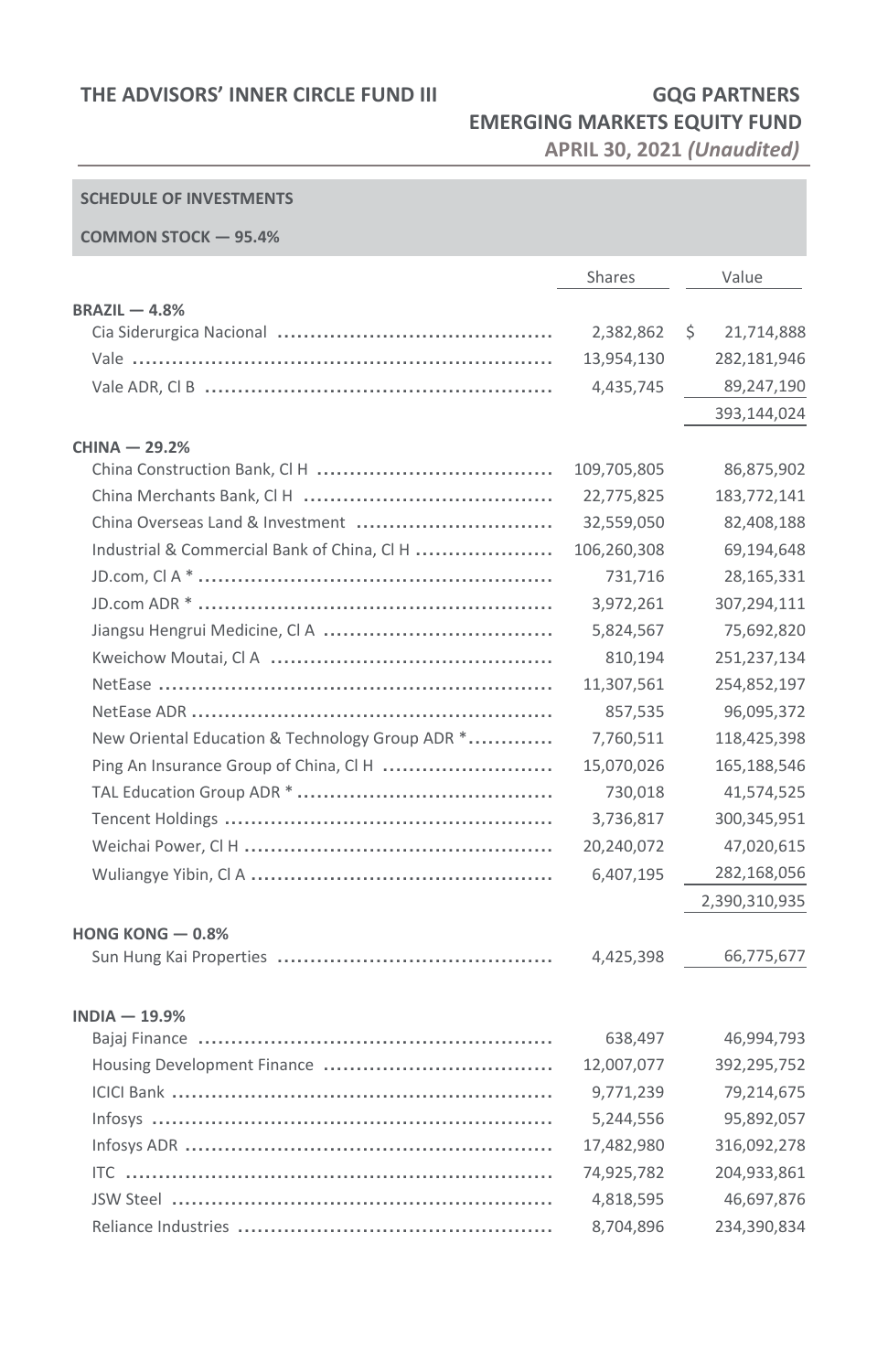# THE ADVISORS' INNER CIRCLE FUND III

## GQG PARTNERS EMERGING MARKETS EQUITY FUND

**APRIL 30, 2021 *(Unaudited)***

**SCHEDULE OF INVESTMENTS**

**COMMON STOCK — 95.4%**

| | Shares | Value |
|---|---|---|
| **BRAZIL — 4.8%** | | |
| Cia Siderurgica Nacional | 2,382,862 | $ 21,714,888 |
| Vale | 13,954,130 | 282,181,946 |
| Vale ADR, Cl B | 4,435,745 | 89,247,190 |
| | | 393,144,024 |
| **CHINA — 29.2%** | | |
| China Construction Bank, Cl H | 109,705,805 | 86,875,902 |
| China Merchants Bank, Cl H | 22,775,825 | 183,772,141 |
| China Overseas Land & Investment | 32,559,050 | 82,408,188 |
| Industrial & Commercial Bank of China, Cl H | 106,260,308 | 69,194,648 |
| JD.com, Cl A * | 731,716 | 28,165,331 |
| JD.com ADR * | 3,972,261 | 307,294,111 |
| Jiangsu Hengrui Medicine, Cl A | 5,824,567 | 75,692,820 |
| Kweichow Moutai, Cl A | 810,194 | 251,237,134 |
| NetEase | 11,307,561 | 254,852,197 |
| NetEase ADR | 857,535 | 96,095,372 |
| New Oriental Education & Technology Group ADR * | 7,760,511 | 118,425,398 |
| Ping An Insurance Group of China, Cl H | 15,070,026 | 165,188,546 |
| TAL Education Group ADR * | 730,018 | 41,574,525 |
| Tencent Holdings | 3,736,817 | 300,345,951 |
| Weichai Power, Cl H | 20,240,072 | 47,020,615 |
| Wuliangye Yibin, Cl A | 6,407,195 | 282,168,056 |
| | | 2,390,310,935 |
| **HONG KONG — 0.8%** | | |
| Sun Hung Kai Properties | 4,425,398 | 66,775,677 |
| **INDIA — 19.9%** | | |
| Bajaj Finance | 638,497 | 46,994,793 |
| Housing Development Finance | 12,007,077 | 392,295,752 |
| ICICI Bank | 9,771,239 | 79,214,675 |
| Infosys | 5,244,556 | 95,892,057 |
| Infosys ADR | 17,482,980 | 316,092,278 |
| ITC | 74,925,782 | 204,933,861 |
| JSW Steel | 4,818,595 | 46,697,876 |
| Reliance Industries | 8,704,896 | 234,390,834 |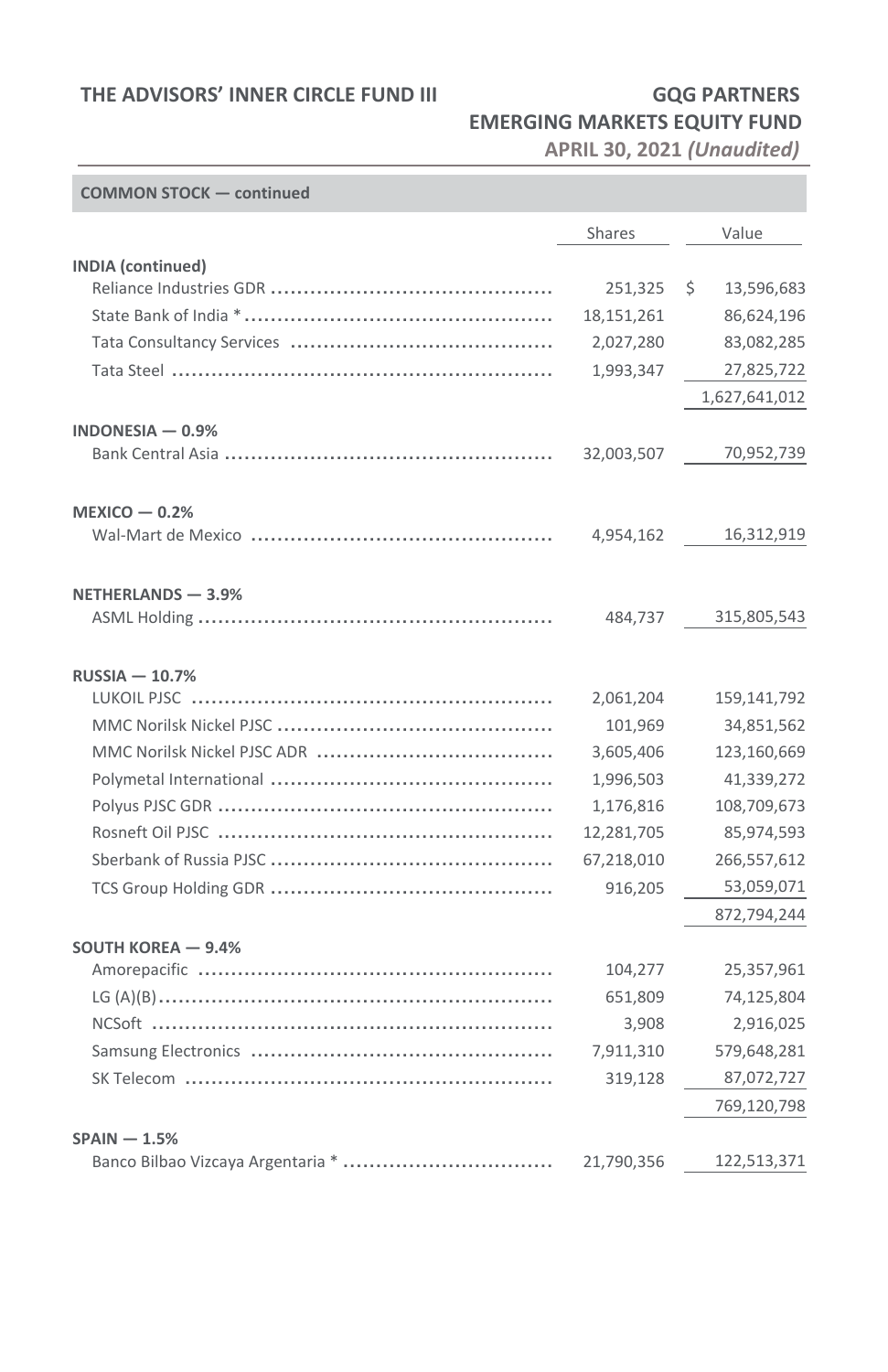| COMMON STOCK — continued | Shares | Value |
|---|---|---|
| **INDIA (continued)** | | |
| Reliance Industries GDR | 251,325 | $ 13,596,683 |
| State Bank of India * | 18,151,261 | 86,624,196 |
| Tata Consultancy Services | 2,027,280 | 83,082,285 |
| Tata Steel | 1,993,347 | 27,825,722 |
| | | 1,627,641,012 |
| **INDONESIA — 0.9%** | | |
| Bank Central Asia | 32,003,507 | 70,952,739 |
| **MEXICO — 0.2%** | | |
| Wal-Mart de Mexico | 4,954,162 | 16,312,919 |
| **NETHERLANDS — 3.9%** | | |
| ASML Holding | 484,737 | 315,805,543 |
| **RUSSIA — 10.7%** | | |
| LUKOIL PJSC | 2,061,204 | 159,141,792 |
| MMC Norilsk Nickel PJSC | 101,969 | 34,851,562 |
| MMC Norilsk Nickel PJSC ADR | 3,605,406 | 123,160,669 |
| Polymetal International | 1,996,503 | 41,339,272 |
| Polyus PJSC GDR | 1,176,816 | 108,709,673 |
| Rosneft Oil PJSC | 12,281,705 | 85,974,593 |
| Sberbank of Russia PJSC | 67,218,010 | 266,557,612 |
| TCS Group Holding GDR | 916,205 | 53,059,071 |
| | | 872,794,244 |
| **SOUTH KOREA — 9.4%** | | |
| Amorepacific | 104,277 | 25,357,961 |
| LG (A)(B) | 651,809 | 74,125,804 |
| NCSoft | 3,908 | 2,916,025 |
| Samsung Electronics | 7,911,310 | 579,648,281 |
| SK Telecom | 319,128 | 87,072,727 |
| | | 769,120,798 |
| **SPAIN — 1.5%** | | |
| Banco Bilbao Vizcaya Argentaria * | 21,790,356 | 122,513,371 |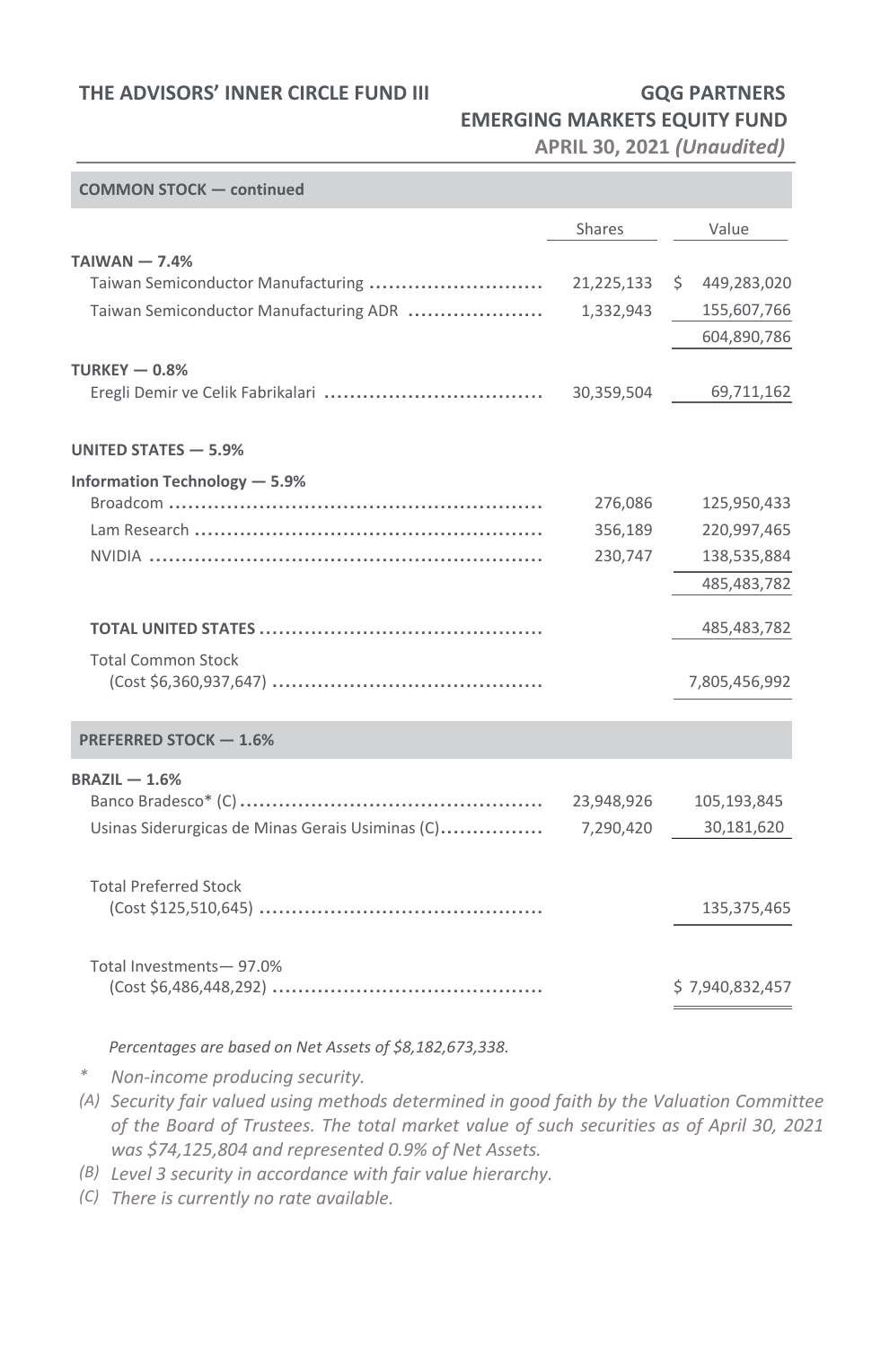| COMMON STOCK — continued | | |
|---|---|---|
| | Shares | Value |
| **TAIWAN — 7.4%** | | |
| Taiwan Semiconductor Manufacturing | 21,225,133 | $ 449,283,020 |
| Taiwan Semiconductor Manufacturing ADR | 1,332,943 | 155,607,766 |
| | | 604,890,786 |
| **TURKEY — 0.8%** | | |
| Eregli Demir ve Celik Fabrikalari | 30,359,504 | 69,711,162 |
| **UNITED STATES — 5.9%** | | |
| **Information Technology — 5.9%** | | |
| Broadcom | 276,086 | 125,950,433 |
| Lam Research | 356,189 | 220,997,465 |
| NVIDIA | 230,747 | 138,535,884 |
| | | 485,483,782 |
| **TOTAL UNITED STATES** | | 485,483,782 |
| Total Common Stock (Cost $6,360,937,647) | | 7,805,456,992 |
| **PREFERRED STOCK — 1.6%** | | |
| **BRAZIL — 1.6%** | | |
| Banco Bradesco* (C) | 23,948,926 | 105,193,845 |
| Usinas Siderurgicas de Minas Gerais Usiminas (C) | 7,290,420 | 30,181,620 |
| Total Preferred Stock (Cost $125,510,645) | | 135,375,465 |
| Total Investments— 97.0% (Cost $6,486,448,292) | | $ 7,940,832,457 |

*Percentages are based on Net Assets of $8,182,673,338.*

\* *Non-income producing security.*

(A) *Security fair valued using methods determined in good faith by the Valuation Committee of the Board of Trustees. The total market value of such securities as of April 30, 2021 was $74,125,804 and represented 0.9% of Net Assets.*

(B) *Level 3 security in accordance with fair value hierarchy.*

(C) *There is currently no rate available.*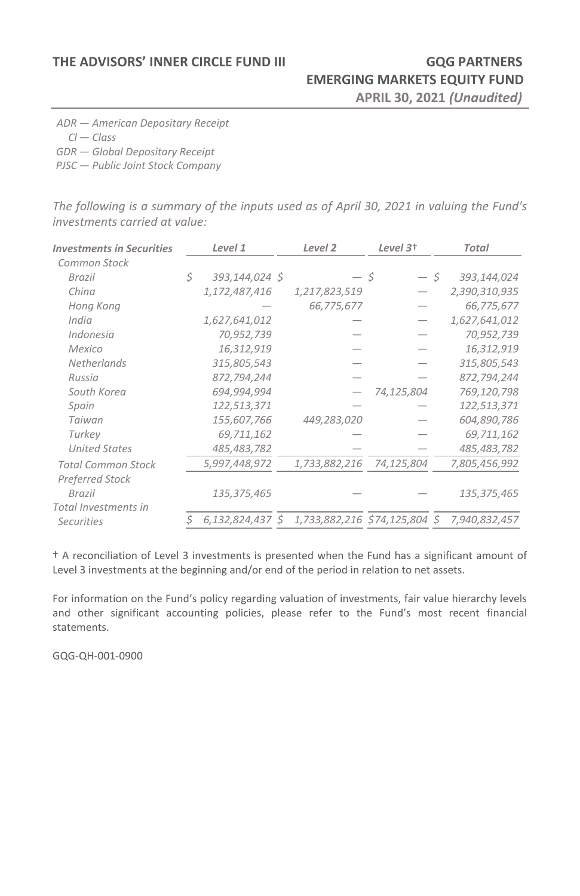*ADR — American Depositary Receipt*
*Cl — Class*
*GDR — Global Depositary Receipt*
*PJSC — Public Joint Stock Company*

*The following is a summary of the inputs used as of April 30, 2021 in valuing the Fund's investments carried at value:*

| *Investments in Securities* | *Level 1* | *Level 2* | *Level 3†* | *Total* |
|---|---|---|---|---|
| *Common Stock* | | | | |
| *Brazil* | $ 393,144,024 | $ — | $ — | $ 393,144,024 |
| *China* | 1,172,487,416 | 1,217,823,519 | — | 2,390,310,935 |
| *Hong Kong* | — | 66,775,677 | — | 66,775,677 |
| *India* | 1,627,641,012 | — | — | 1,627,641,012 |
| *Indonesia* | 70,952,739 | — | — | 70,952,739 |
| *Mexico* | 16,312,919 | — | — | 16,312,919 |
| *Netherlands* | 315,805,543 | — | — | 315,805,543 |
| *Russia* | 872,794,244 | — | — | 872,794,244 |
| *South Korea* | 694,994,994 | — | 74,125,804 | 769,120,798 |
| *Spain* | 122,513,371 | — | — | 122,513,371 |
| *Taiwan* | 155,607,766 | 449,283,020 | — | 604,890,786 |
| *Turkey* | 69,711,162 | — | — | 69,711,162 |
| *United States* | 485,483,782 | — | — | 485,483,782 |
| *Total Common Stock* | 5,997,448,972 | 1,733,882,216 | 74,125,804 | 7,805,456,992 |
| *Preferred Stock* | | | | |
| *Brazil* | 135,375,465 | — | — | 135,375,465 |
| *Total Investments in Securities* | $ 6,132,824,437 | $ 1,733,882,216 | $74,125,804 | $ 7,940,832,457 |

† A reconciliation of Level 3 investments is presented when the Fund has a significant amount of Level 3 investments at the beginning and/or end of the period in relation to net assets.

For information on the Fund's policy regarding valuation of investments, fair value hierarchy levels and other significant accounting policies, please refer to the Fund's most recent financial statements.

GQG-QH-001-0900